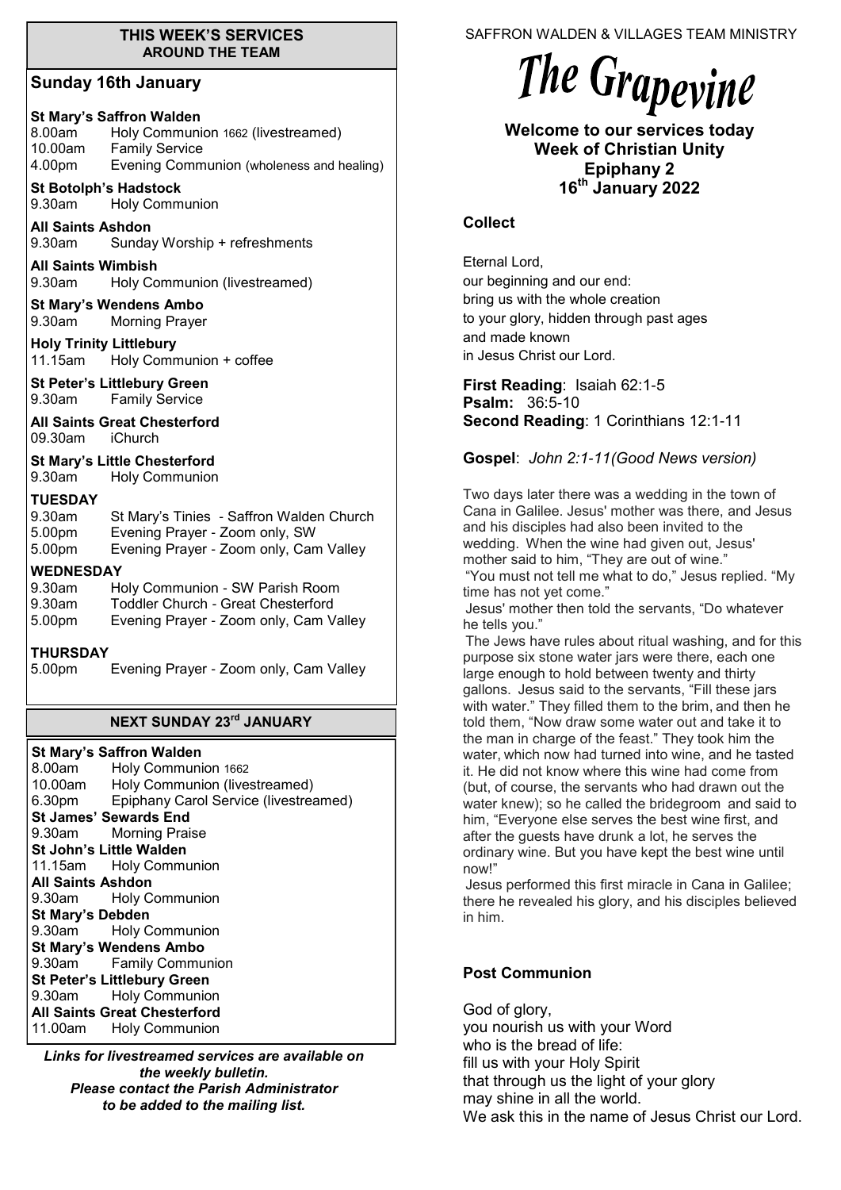## THIS WEEK'S SERVICES AROUND THE TEAM

### Sunday 16th January

**St Mary's Saffron Walden**
8.00am Holy Communion 1662 (livestreamed)
10.00am Family Service
4.00pm Evening Communion (wholeness and healing)

**St Botolph's Hadstock**
9.30am Holy Communion

**All Saints Ashdon**
9.30am Sunday Worship + refreshments

**All Saints Wimbish**
9.30am Holy Communion (livestreamed)

**St Mary's Wendens Ambo**
9.30am Morning Prayer

**Holy Trinity Littlebury**
11.15am Holy Communion + coffee

**St Peter's Littlebury Green**
9.30am Family Service

**All Saints Great Chesterford**
09.30am iChurch

**St Mary's Little Chesterford**
9.30am Holy Communion

**TUESDAY**
9.30am St Mary's Tinies - Saffron Walden Church
5.00pm Evening Prayer - Zoom only, SW
5.00pm Evening Prayer - Zoom only, Cam Valley

**WEDNESDAY**
9.30am Holy Communion - SW Parish Room
9.30am Toddler Church - Great Chesterford
5.00pm Evening Prayer - Zoom only, Cam Valley

**THURSDAY**
5.00pm Evening Prayer - Zoom only, Cam Valley

## NEXT SUNDAY 23rd JANUARY

**St Mary's Saffron Walden**
8.00am Holy Communion 1662
10.00am Holy Communion (livestreamed)
6.30pm Epiphany Carol Service (livestreamed)

**St James' Sewards End**
9.30am Morning Praise

**St John's Little Walden**
11.15am Holy Communion

**All Saints Ashdon**
9.30am Holy Communion

**St Mary's Debden**
9.30am Holy Communion

**St Mary's Wendens Ambo**
9.30am Family Communion

**St Peter's Littlebury Green**
9.30am Holy Communion

**All Saints Great Chesterford**
11.00am Holy Communion

***Links for livestreamed services are available on the weekly bulletin. Please contact the Parish Administrator to be added to the mailing list.***

SAFFRON WALDEN & VILLAGES TEAM MINISTRY

# The Grapevine

**Welcome to our services today**
**Week of Christian Unity**
**Epiphany 2**
**16th January 2022**

### Collect

Eternal Lord,
our beginning and our end:
bring us with the whole creation
to your glory, hidden through past ages
and made known
in Jesus Christ our Lord.

**First Reading**: Isaiah 62:1-5
**Psalm:** 36:5-10
**Second Reading**: 1 Corinthians 12:1-11

**Gospel**: *John 2:1-11(Good News version)*

Two days later there was a wedding in the town of Cana in Galilee. Jesus' mother was there, and Jesus and his disciples had also been invited to the wedding. When the wine had given out, Jesus' mother said to him, "They are out of wine."

"You must not tell me what to do," Jesus replied. "My time has not yet come."

Jesus' mother then told the servants, "Do whatever he tells you."

The Jews have rules about ritual washing, and for this purpose six stone water jars were there, each one large enough to hold between twenty and thirty gallons. Jesus said to the servants, "Fill these jars with water." They filled them to the brim, and then he told them, "Now draw some water out and take it to the man in charge of the feast." They took him the water, which now had turned into wine, and he tasted it. He did not know where this wine had come from (but, of course, the servants who had drawn out the water knew); so he called the bridegroom and said to him, "Everyone else serves the best wine first, and after the guests have drunk a lot, he serves the ordinary wine. But you have kept the best wine until now!"

Jesus performed this first miracle in Cana in Galilee; there he revealed his glory, and his disciples believed in him.

### Post Communion

God of glory,
you nourish us with your Word
who is the bread of life:
fill us with your Holy Spirit
that through us the light of your glory
may shine in all the world.
We ask this in the name of Jesus Christ our Lord.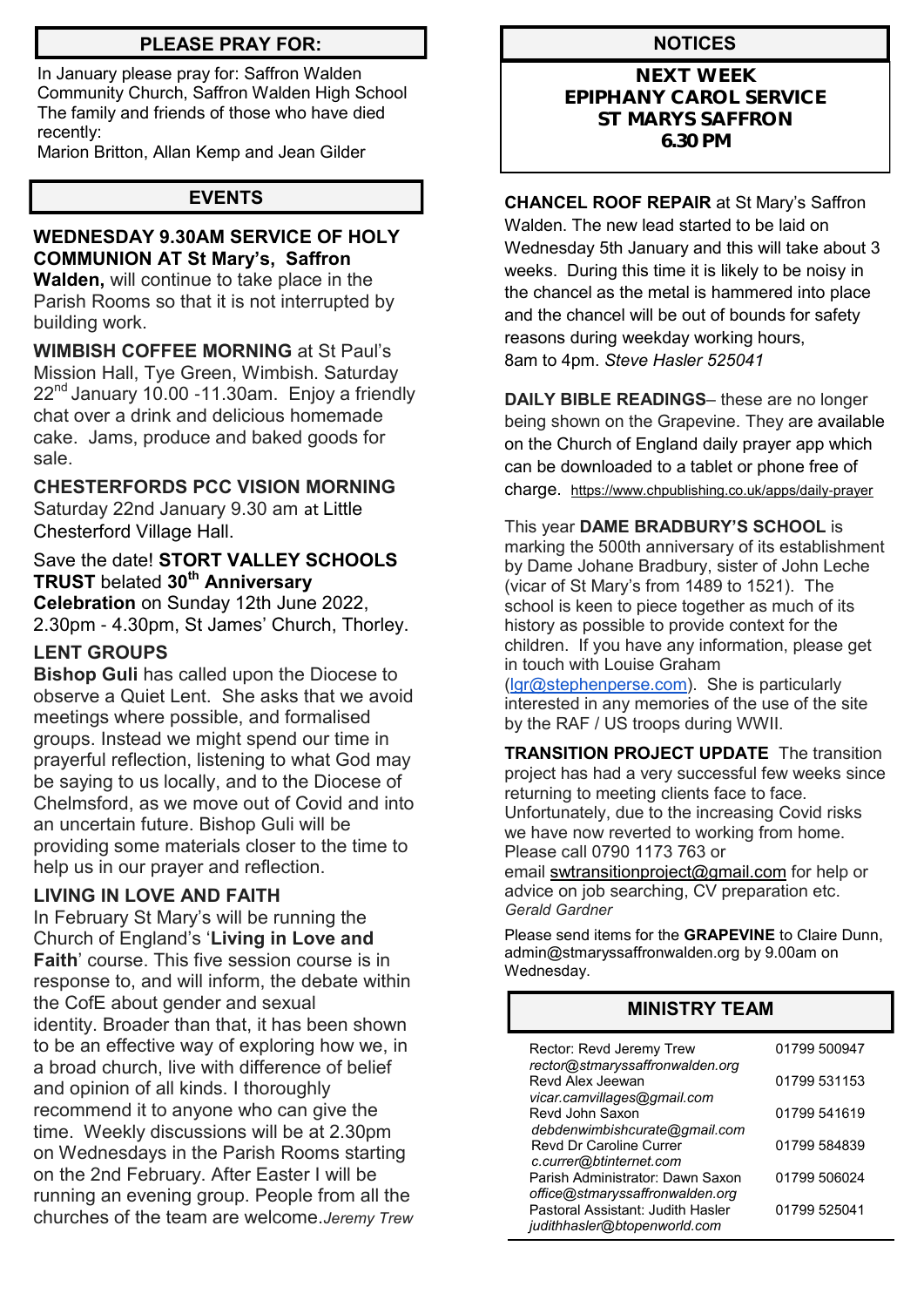## PLEASE PRAY FOR:

In January please pray for: Saffron Walden Community Church, Saffron Walden High School
The family and friends of those who have died recently:
Marion Britton, Allan Kemp and Jean Gilder

## EVENTS

**WEDNESDAY 9.30AM SERVICE OF HOLY COMMUNION AT St Mary's, Saffron Walden,** will continue to take place in the Parish Rooms so that it is not interrupted by building work.

**WIMBISH COFFEE MORNING** at St Paul's Mission Hall, Tye Green, Wimbish. Saturday 22nd January 10.00 -11.30am. Enjoy a friendly chat over a drink and delicious homemade cake. Jams, produce and baked goods for sale.

**CHESTERFORDS PCC VISION MORNING**
Saturday 22nd January 9.30 am at Little Chesterford Village Hall.

Save the date! **STORT VALLEY SCHOOLS TRUST** belated **30th Anniversary Celebration** on Sunday 12th June 2022, 2.30pm - 4.30pm, St James' Church, Thorley.

**LENT GROUPS**

**Bishop Guli** has called upon the Diocese to observe a Quiet Lent. She asks that we avoid meetings where possible, and formalised groups. Instead we might spend our time in prayerful reflection, listening to what God may be saying to us locally, and to the Diocese of Chelmsford, as we move out of Covid and into an uncertain future. Bishop Guli will be providing some materials closer to the time to help us in our prayer and reflection.

**LIVING IN LOVE AND FAITH**

In February St Mary's will be running the Church of England's '**Living in Love and Faith**' course. This five session course is in response to, and will inform, the debate within the CofE about gender and sexual identity. Broader than that, it has been shown to be an effective way of exploring how we, in a broad church, live with difference of belief and opinion of all kinds. I thoroughly recommend it to anyone who can give the time. Weekly discussions will be at 2.30pm on Wednesdays in the Parish Rooms starting on the 2nd February. After Easter I will be running an evening group. People from all the churches of the team are welcome. *Jeremy Trew*

## NOTICES

**NEXT WEEK**
**EPIPHANY CAROL SERVICE**
**ST MARYS SAFFRON**
**6.30 PM**

**CHANCEL ROOF REPAIR** at St Mary's Saffron Walden. The new lead started to be laid on Wednesday 5th January and this will take about 3 weeks. During this time it is likely to be noisy in the chancel as the metal is hammered into place and the chancel will be out of bounds for safety reasons during weekday working hours, 8am to 4pm. *Steve Hasler 525041*

**DAILY BIBLE READINGS**– these are no longer being shown on the Grapevine. They are available on the Church of England daily prayer app which can be downloaded to a tablet or phone free of charge. https://www.chpublishing.co.uk/apps/daily-prayer

This year **DAME BRADBURY'S SCHOOL** is marking the 500th anniversary of its establishment by Dame Johane Bradbury, sister of John Leche (vicar of St Mary's from 1489 to 1521). The school is keen to piece together as much of its history as possible to provide context for the children. If you have any information, please get in touch with Louise Graham (lgr@stephenperse.com). She is particularly interested in any memories of the use of the site by the RAF / US troops during WWII.

**TRANSITION PROJECT UPDATE** The transition project has had a very successful few weeks since returning to meeting clients face to face. Unfortunately, due to the increasing Covid risks we have now reverted to working from home. Please call 0790 1173 763 or email swtransitionproject@gmail.com for help or advice on job searching, CV preparation etc. *Gerald Gardner*

Please send items for the **GRAPEVINE** to Claire Dunn, admin@stmaryssaffronwalden.org by 9.00am on Wednesday.

## MINISTRY TEAM

| | |
|---|---|
| Rector: Revd Jeremy Trew *rector@stmaryssaffronwalden.org* | 01799 500947 |
| Revd Alex Jeewan *vicar.camvillages@gmail.com* | 01799 531153 |
| Revd John Saxon *debdenwimbishcurate@gmail.com* | 01799 541619 |
| Revd Dr Caroline Currer *c.currer@btinternet.com* | 01799 584839 |
| Parish Administrator: Dawn Saxon *office@stmaryssaffronwalden.org* | 01799 506024 |
| Pastoral Assistant: Judith Hasler *judithhasler@btopenworld.com* | 01799 525041 |